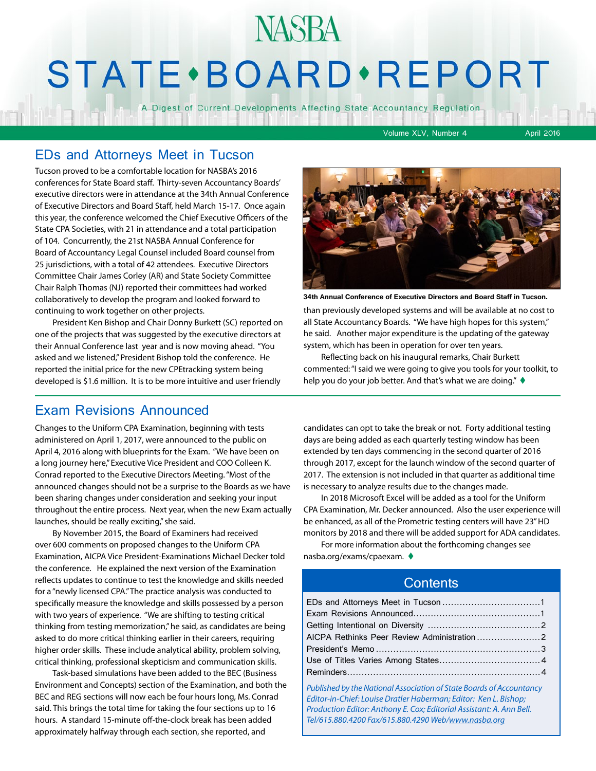# NASBA STATE • BOARD • REPORT

A Digest of Current Developments Affecting State Accountancy Regulation

Volume XLV, Number 4 April 2016

## EDs and Attorneys Meet in Tucson

Tucson proved to be a comfortable location for NASBA's 2016 conferences for State Board staff. Thirty-seven Accountancy Boards' executive directors were in attendance at the 34th Annual Conference of Executive Directors and Board Staff, held March 15-17. Once again this year, the conference welcomed the Chief Executive Officers of the State CPA Societies, with 21 in attendance and a total participation of 104. Concurrently, the 21st NASBA Annual Conference for Board of Accountancy Legal Counsel included Board counsel from 25 jurisdictions, with a total of 42 attendees. Executive Directors Committee Chair James Corley (AR) and State Society Committee Chair Ralph Thomas (NJ) reported their committees had worked collaboratively to develop the program and looked forward to continuing to work together on other projects.

President Ken Bishop and Chair Donny Burkett (SC) reported on one of the projects that was suggested by the executive directors at their Annual Conference last year and is now moving ahead. "You asked and we listened," President Bishop told the conference. He reported the initial price for the new CPEtracking system being developed is $1.6 million. It is to be more intuitive and user friendly than previously developed systems and will be available at no cost to all State Accountancy Boards. "We have high hopes for this system," he said. Another major expenditure is the updating of the gateway system, which has been in operation for over ten years.

34th Annual Conference of Executive Directors and Board Staff in Tucson.

Reflecting back on his inaugural remarks, Chair Burkett commented: "I said we were going to give you tools for your toolkit, to help you do your job better. And that's what we are doing." ♦

## Exam Revisions Announced

Changes to the Uniform CPA Examination, beginning with tests administered on April 1, 2017, were announced to the public on April 4, 2016 along with blueprints for the Exam. "We have been on a long journey here," Executive Vice President and COO Colleen K. Conrad reported to the Executive Directors Meeting. "Most of the announced changes should not be a surprise to the Boards as we have been sharing changes under consideration and seeking your input throughout the entire process. Next year, when the new Exam actually launches, should be really exciting," she said.

By November 2015, the Board of Examiners had received over 600 comments on proposed changes to the Uniform CPA Examination, AICPA Vice President-Examinations Michael Decker told the conference. He explained the next version of the Examination reflects updates to continue to test the knowledge and skills needed for a "newly licensed CPA." The practice analysis was conducted to specifically measure the knowledge and skills possessed by a person with two years of experience. "We are shifting to testing critical thinking from testing memorization," he said, as candidates are being asked to do more critical thinking earlier in their careers, requiring higher order skills. These include analytical ability, problem solving, critical thinking, professional skepticism and communication skills.

Task-based simulations have been added to the BEC (Business Environment and Concepts) section of the Examination, and both the BEC and REG sections will now each be four hours long, Ms. Conrad said. This brings the total time for taking the four sections up to 16 hours. A standard 15-minute off-the-clock break has been added approximately halfway through each section, she reported, and candidates can opt to take the break or not. Forty additional testing days are being added as each quarterly testing window has been extended by ten days commencing in the second quarter of 2016 through 2017, except for the launch window of the second quarter of 2017. The extension is not included in that quarter as additional time is necessary to analyze results due to the changes made.

In 2018 Microsoft Excel will be added as a tool for the Uniform CPA Examination, Mr. Decker announced. Also the user experience will be enhanced, as all of the Prometric testing centers will have 23" HD monitors by 2018 and there will be added support for ADA candidates.

For more information about the forthcoming changes see nasba.org/exams/cpaexam. ♦

## Contents

- EDs and Attorneys Meet in Tucson ....................1
- Exam Revisions Announced ....................1
- Getting Intentional on Diversity ....................2
- AICPA Rethinks Peer Review Administration ....................2
- President's Memo ....................3
- Use of Titles Varies Among States ....................4
- Reminders ....................4

*Published by the National Association of State Boards of Accountancy*
*Editor-in-Chief: Louise Dratler Haberman; Editor: Ken L. Bishop; Production Editor: Anthony E. Cox; Editorial Assistant: A. Ann Bell.*
*Tel/615.880.4200 Fax/615.880.4290 Web/www.nasba.org*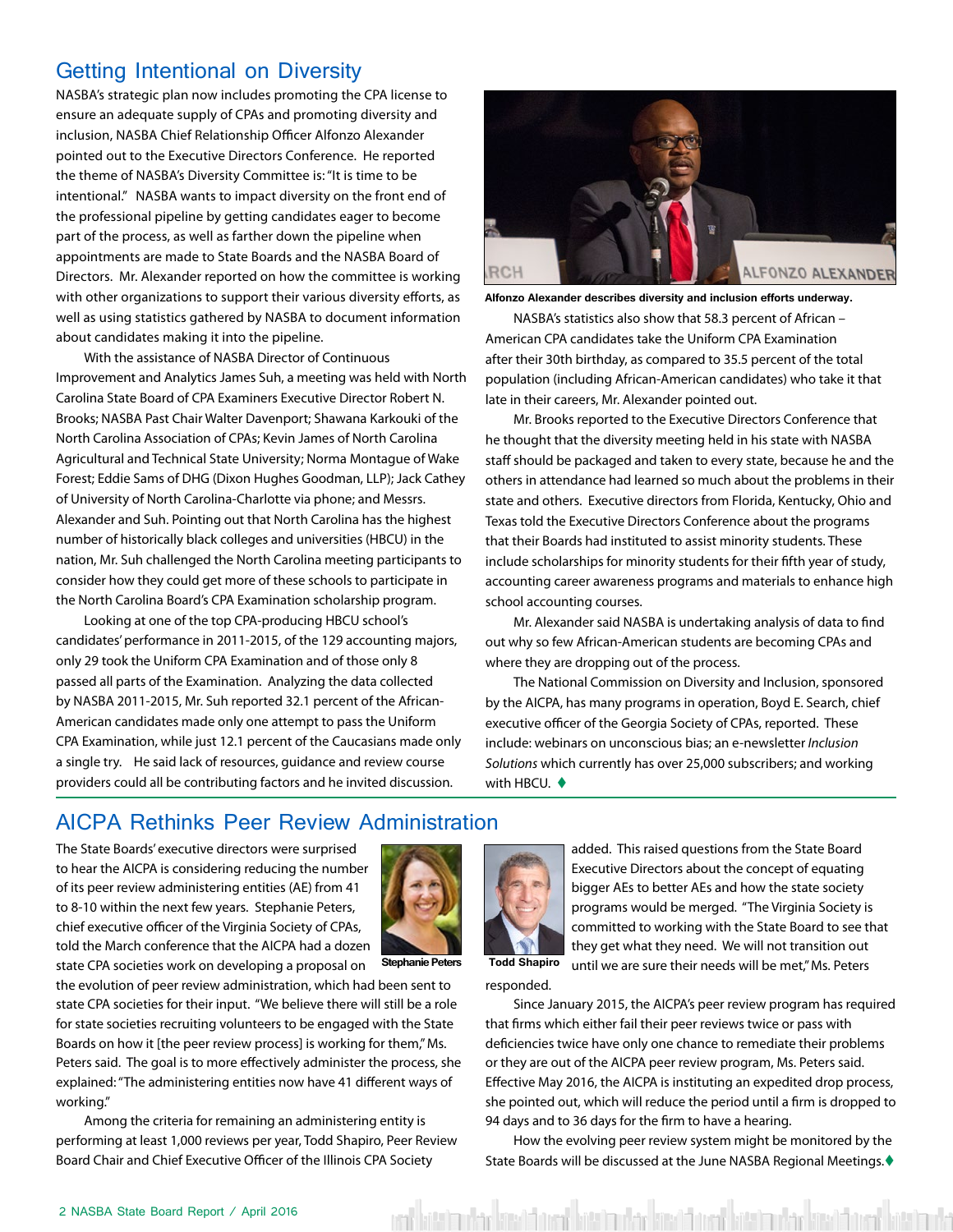## Getting Intentional on Diversity

NASBA's strategic plan now includes promoting the CPA license to ensure an adequate supply of CPAs and promoting diversity and inclusion, NASBA Chief Relationship Officer Alfonzo Alexander pointed out to the Executive Directors Conference. He reported the theme of NASBA's Diversity Committee is: "It is time to be intentional." NASBA wants to impact diversity on the front end of the professional pipeline by getting candidates eager to become part of the process, as well as farther down the pipeline when appointments are made to State Boards and the NASBA Board of Directors. Mr. Alexander reported on how the committee is working with other organizations to support their various diversity efforts, as well as using statistics gathered by NASBA to document information about candidates making it into the pipeline.

With the assistance of NASBA Director of Continuous Improvement and Analytics James Suh, a meeting was held with North Carolina State Board of CPA Examiners Executive Director Robert N. Brooks; NASBA Past Chair Walter Davenport; Shawana Karkouki of the North Carolina Association of CPAs; Kevin James of North Carolina Agricultural and Technical State University; Norma Montague of Wake Forest; Eddie Sams of DHG (Dixon Hughes Goodman, LLP); Jack Cathey of University of North Carolina-Charlotte via phone; and Messrs. Alexander and Suh. Pointing out that North Carolina has the highest number of historically black colleges and universities (HBCU) in the nation, Mr. Suh challenged the North Carolina meeting participants to consider how they could get more of these schools to participate in the North Carolina Board's CPA Examination scholarship program.

Looking at one of the top CPA-producing HBCU school's candidates' performance in 2011-2015, of the 129 accounting majors, only 29 took the Uniform CPA Examination and of those only 8 passed all parts of the Examination. Analyzing the data collected by NASBA 2011-2015, Mr. Suh reported 32.1 percent of the African-American candidates made only one attempt to pass the Uniform CPA Examination, while just 12.1 percent of the Caucasians made only a single try. He said lack of resources, guidance and review course providers could all be contributing factors and he invited discussion.

**Alfonzo Alexander describes diversity and inclusion efforts underway.**

NASBA's statistics also show that 58.3 percent of African – American CPA candidates take the Uniform CPA Examination after their 30th birthday, as compared to 35.5 percent of the total population (including African-American candidates) who take it that late in their careers, Mr. Alexander pointed out.

Mr. Brooks reported to the Executive Directors Conference that he thought that the diversity meeting held in his state with NASBA staff should be packaged and taken to every state, because he and the others in attendance had learned so much about the problems in their state and others. Executive directors from Florida, Kentucky, Ohio and Texas told the Executive Directors Conference about the programs that their Boards had instituted to assist minority students. These include scholarships for minority students for their fifth year of study, accounting career awareness programs and materials to enhance high school accounting courses.

Mr. Alexander said NASBA is undertaking analysis of data to find out why so few African-American students are becoming CPAs and where they are dropping out of the process.

The National Commission on Diversity and Inclusion, sponsored by the AICPA, has many programs in operation, Boyd E. Search, chief executive officer of the Georgia Society of CPAs, reported. These include: webinars on unconscious bias; an e-newsletter *Inclusion Solutions* which currently has over 25,000 subscribers; and working with HBCU. ♦

## AICPA Rethinks Peer Review Administration

The State Boards' executive directors were surprised to hear the AICPA is considering reducing the number of its peer review administering entities (AE) from 41 to 8-10 within the next few years. Stephanie Peters, chief executive officer of the Virginia Society of CPAs, told the March conference that the AICPA had a dozen state CPA societies work on developing a proposal on the evolution of peer review administration, which had been sent to state CPA societies for their input. "We believe there will still be a role for state societies recruiting volunteers to be engaged with the State Boards on how it [the peer review process] is working for them," Ms. Peters said. The goal is to more effectively administer the process, she explained: "The administering entities now have 41 different ways of working."

**Stephanie Peters**

Among the criteria for remaining an administering entity is performing at least 1,000 reviews per year, Todd Shapiro, Peer Review Board Chair and Chief Executive Officer of the Illinois CPA Society added. This raised questions from the State Board Executive Directors about the concept of equating bigger AEs to better AEs and how the state society programs would be merged. "The Virginia Society is committed to working with the State Board to see that they get what they need. We will not transition out until we are sure their needs will be met," Ms. Peters responded.

**Todd Shapiro**

Since January 2015, the AICPA's peer review program has required that firms which either fail their peer reviews twice or pass with deficiencies twice have only one chance to remediate their problems or they are out of the AICPA peer review program, Ms. Peters said. Effective May 2016, the AICPA is instituting an expedited drop process, she pointed out, which will reduce the period until a firm is dropped to 94 days and to 36 days for the firm to have a hearing.

How the evolving peer review system might be monitored by the State Boards will be discussed at the June NASBA Regional Meetings. ♦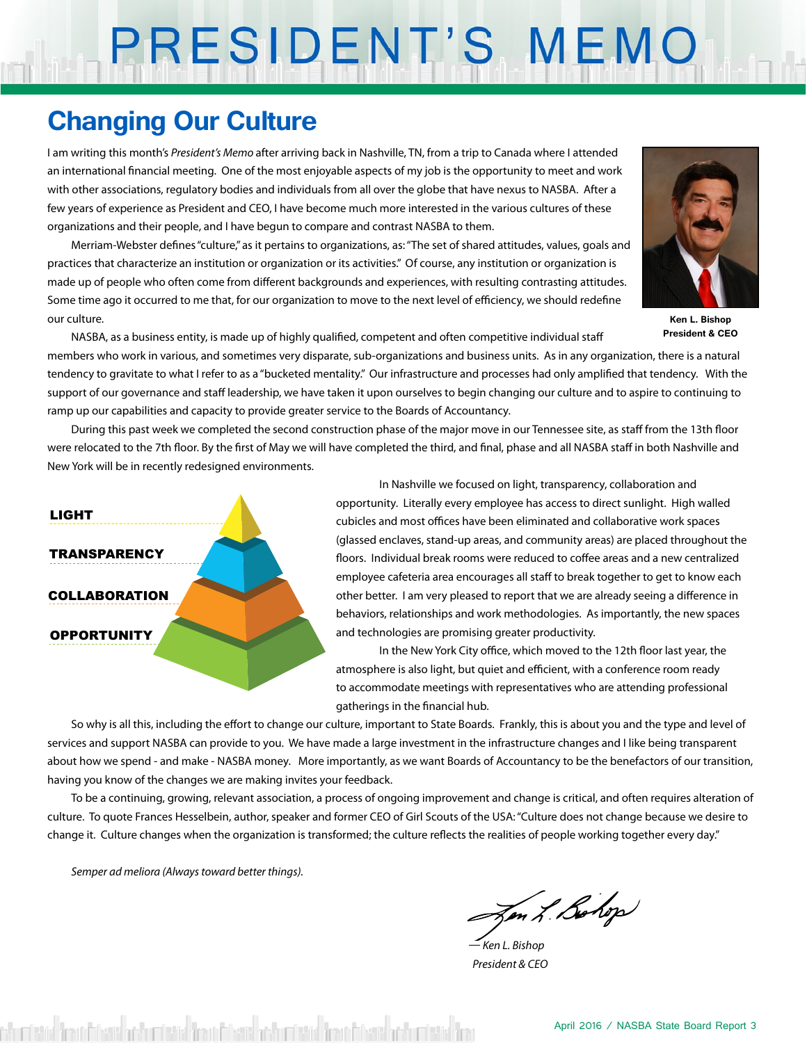# PRESIDENT'S MEMO

## Changing Our Culture

I am writing this month's *President's Memo* after arriving back in Nashville, TN, from a trip to Canada where I attended an international financial meeting. One of the most enjoyable aspects of my job is the opportunity to meet and work with other associations, regulatory bodies and individuals from all over the globe that have nexus to NASBA. After a few years of experience as President and CEO, I have become much more interested in the various cultures of these organizations and their people, and I have begun to compare and contrast NASBA to them.

Ken L. Bishop
President & CEO

Merriam-Webster defines "culture," as it pertains to organizations, as: "The set of shared attitudes, values, goals and practices that characterize an institution or organization or its activities." Of course, any institution or organization is made up of people who often come from different backgrounds and experiences, with resulting contrasting attitudes. Some time ago it occurred to me that, for our organization to move to the next level of efficiency, we should redefine our culture.

NASBA, as a business entity, is made up of highly qualified, competent and often competitive individual staff members who work in various, and sometimes very disparate, sub-organizations and business units. As in any organization, there is a natural tendency to gravitate to what I refer to as a "bucketed mentality." Our infrastructure and processes had only amplified that tendency. With the support of our governance and staff leadership, we have taken it upon ourselves to begin changing our culture and to aspire to continuing to ramp up our capabilities and capacity to provide greater service to the Boards of Accountancy.

During this past week we completed the second construction phase of the major move in our Tennessee site, as staff from the 13th floor were relocated to the 7th floor. By the first of May we will have completed the third, and final, phase and all NASBA staff in both Nashville and New York will be in recently redesigned environments.

**LIGHT**
**TRANSPARENCY**
**COLLABORATION**
**OPPORTUNITY**

In Nashville we focused on light, transparency, collaboration and opportunity. Literally every employee has access to direct sunlight. High walled cubicles and most offices have been eliminated and collaborative work spaces (glassed enclaves, stand-up areas, and community areas) are placed throughout the floors. Individual break rooms were reduced to coffee areas and a new centralized employee cafeteria area encourages all staff to break together to get to know each other better. I am very pleased to report that we are already seeing a difference in behaviors, relationships and work methodologies. As importantly, the new spaces and technologies are promising greater productivity.

In the New York City office, which moved to the 12th floor last year, the atmosphere is also light, but quiet and efficient, with a conference room ready to accommodate meetings with representatives who are attending professional gatherings in the financial hub.

So why is all this, including the effort to change our culture, important to State Boards. Frankly, this is about you and the type and level of services and support NASBA can provide to you. We have made a large investment in the infrastructure changes and I like being transparent about how we spend - and make - NASBA money. More importantly, as we want Boards of Accountancy to be the benefactors of our transition, having you know of the changes we are making invites your feedback.

To be a continuing, growing, relevant association, a process of ongoing improvement and change is critical, and often requires alteration of culture. To quote Frances Hesselbein, author, speaker and former CEO of Girl Scouts of the USA: "Culture does not change because we desire to change it. Culture changes when the organization is transformed; the culture reflects the realities of people working together every day."

*Semper ad meliora (Always toward better things).*

*— Ken L. Bishop*
*President & CEO*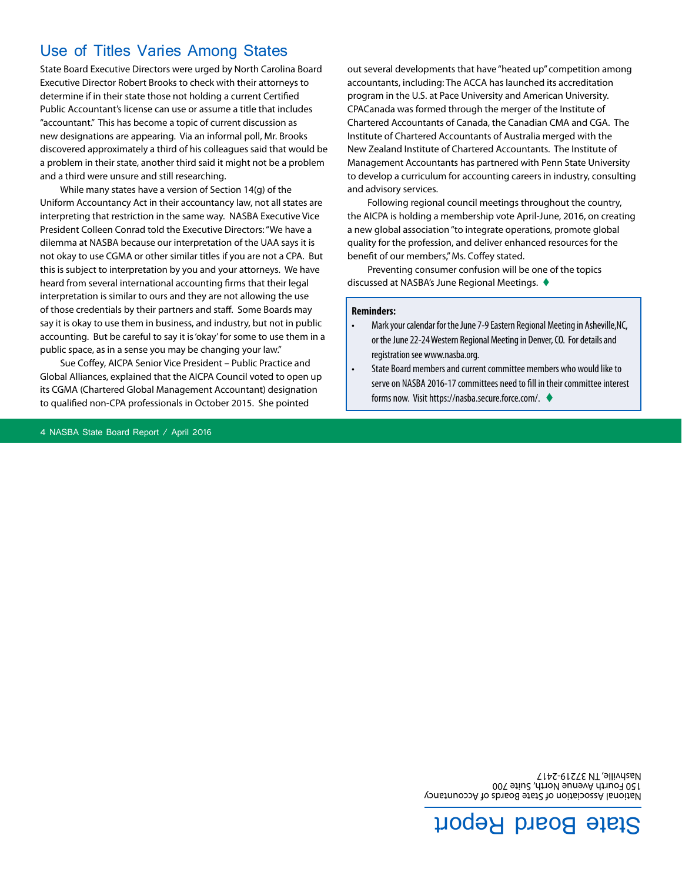## Use of Titles Varies Among States

State Board Executive Directors were urged by North Carolina Board Executive Director Robert Brooks to check with their attorneys to determine if in their state those not holding a current Certified Public Accountant's license can use or assume a title that includes "accountant." This has become a topic of current discussion as new designations are appearing. Via an informal poll, Mr. Brooks discovered approximately a third of his colleagues said that would be a problem in their state, another third said it might not be a problem and a third were unsure and still researching.

While many states have a version of Section 14(g) of the Uniform Accountancy Act in their accountancy law, not all states are interpreting that restriction in the same way. NASBA Executive Vice President Colleen Conrad told the Executive Directors: "We have a dilemma at NASBA because our interpretation of the UAA says it is not okay to use CGMA or other similar titles if you are not a CPA. But this is subject to interpretation by you and your attorneys. We have heard from several international accounting firms that their legal interpretation is similar to ours and they are not allowing the use of those credentials by their partners and staff. Some Boards may say it is okay to use them in business, and industry, but not in public accounting. But be careful to say it is 'okay' for some to use them in a public space, as in a sense you may be changing your law."

Sue Coffey, AICPA Senior Vice President – Public Practice and Global Alliances, explained that the AICPA Council voted to open up its CGMA (Chartered Global Management Accountant) designation to qualified non-CPA professionals in October 2015. She pointed out several developments that have "heated up" competition among accountants, including: The ACCA has launched its accreditation program in the U.S. at Pace University and American University. CPACanada was formed through the merger of the Institute of Chartered Accountants of Canada, the Canadian CMA and CGA. The Institute of Chartered Accountants of Australia merged with the New Zealand Institute of Chartered Accountants. The Institute of Management Accountants has partnered with Penn State University to develop a curriculum for accounting careers in industry, consulting and advisory services.

Following regional council meetings throughout the country, the AICPA is holding a membership vote April-June, 2016, on creating a new global association "to integrate operations, promote global quality for the profession, and deliver enhanced resources for the benefit of our members," Ms. Coffey stated.

Preventing consumer confusion will be one of the topics discussed at NASBA's June Regional Meetings. ♦

**Reminders:**

- Mark your calendar for the June 7-9 Eastern Regional Meeting in Asheville, NC, or the June 22-24 Western Regional Meeting in Denver, CO. For details and registration see www.nasba.org.
- State Board members and current committee members who would like to serve on NASBA 2016-17 committees need to fill in their committee interest forms now. Visit https://nasba.secure.force.com/. ♦

State Board Report

National Association of State Boards of Accountancy
150 Fourth Avenue North, Suite 700
Nashville, TN 37219-2417